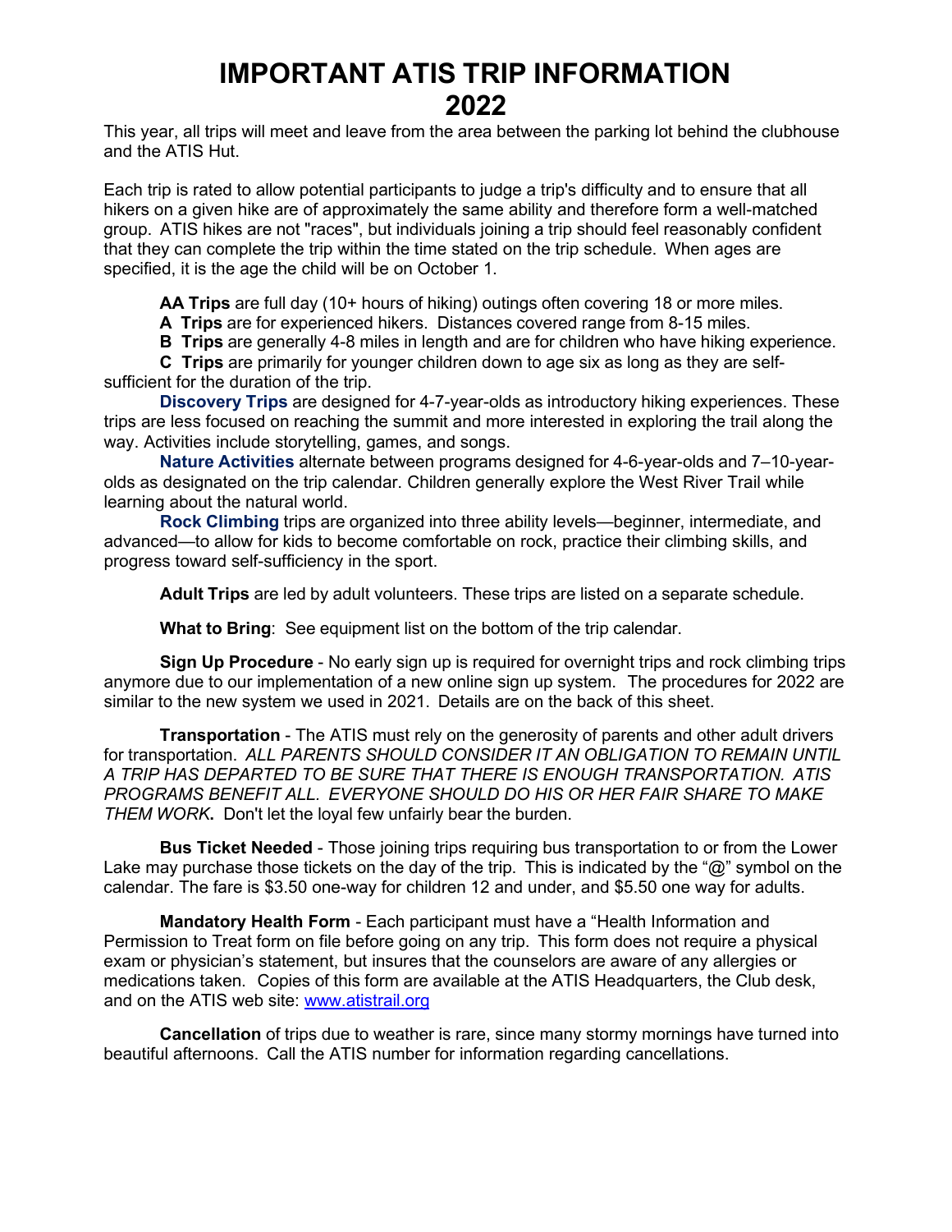# IMPORTANT ATIS TRIP INFORMATION 2022

This year, all trips will meet and leave from the area between the parking lot behind the clubhouse and the ATIS Hut.

Each trip is rated to allow potential participants to judge a trip's difficulty and to ensure that all hikers on a given hike are of approximately the same ability and therefore form a well-matched group. ATIS hikes are not "races", but individuals joining a trip should feel reasonably confident that they can complete the trip within the time stated on the trip schedule. When ages are specified, it is the age the child will be on October 1.

**AA Trips** are full day (10+ hours of hiking) outings often covering 18 or more miles.

**A Trips** are for experienced hikers. Distances covered range from 8-15 miles.

**B Trips** are generally 4-8 miles in length and are for children who have hiking experience.

**C Trips** are primarily for younger children down to age six as long as they are self-sufficient for the duration of the trip.

**Discovery Trips** are designed for 4-7-year-olds as introductory hiking experiences. These trips are less focused on reaching the summit and more interested in exploring the trail along the way. Activities include storytelling, games, and songs.

**Nature Activities** alternate between programs designed for 4-6-year-olds and 7–10-year-olds as designated on the trip calendar. Children generally explore the West River Trail while learning about the natural world.

**Rock Climbing** trips are organized into three ability levels—beginner, intermediate, and advanced—to allow for kids to become comfortable on rock, practice their climbing skills, and progress toward self-sufficiency in the sport.

**Adult Trips** are led by adult volunteers. These trips are listed on a separate schedule.

**What to Bring**: See equipment list on the bottom of the trip calendar.

**Sign Up Procedure** - No early sign up is required for overnight trips and rock climbing trips anymore due to our implementation of a new online sign up system. The procedures for 2022 are similar to the new system we used in 2021. Details are on the back of this sheet.

**Transportation** - The ATIS must rely on the generosity of parents and other adult drivers for transportation. *ALL PARENTS SHOULD CONSIDER IT AN OBLIGATION TO REMAIN UNTIL A TRIP HAS DEPARTED TO BE SURE THAT THERE IS ENOUGH TRANSPORTATION. ATIS PROGRAMS BENEFIT ALL. EVERYONE SHOULD DO HIS OR HER FAIR SHARE TO MAKE THEM WORK***.** Don't let the loyal few unfairly bear the burden.

**Bus Ticket Needed** - Those joining trips requiring bus transportation to or from the Lower Lake may purchase those tickets on the day of the trip. This is indicated by the "@" symbol on the calendar. The fare is $3.50 one-way for children 12 and under, and $5.50 one way for adults.

**Mandatory Health Form** - Each participant must have a "Health Information and Permission to Treat form on file before going on any trip. This form does not require a physical exam or physician's statement, but insures that the counselors are aware of any allergies or medications taken. Copies of this form are available at the ATIS Headquarters, the Club desk, and on the ATIS web site: [www.atistrail.org](http://www.atistrail.org)

**Cancellation** of trips due to weather is rare, since many stormy mornings have turned into beautiful afternoons. Call the ATIS number for information regarding cancellations.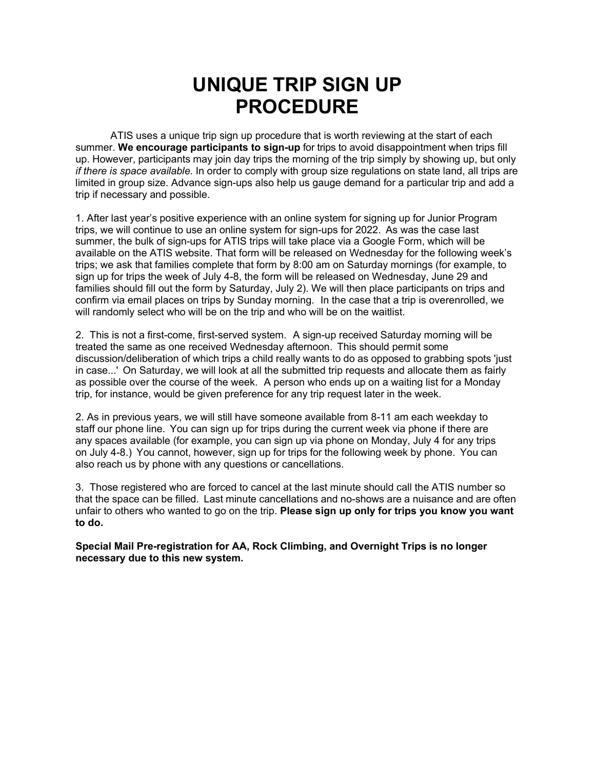# UNIQUE TRIP SIGN UP PROCEDURE

ATIS uses a unique trip sign up procedure that is worth reviewing at the start of each summer. **We encourage participants to sign-up** for trips to avoid disappointment when trips fill up. However, participants may join day trips the morning of the trip simply by showing up, but only *if there is space available.* In order to comply with group size regulations on state land, all trips are limited in group size. Advance sign-ups also help us gauge demand for a particular trip and add a trip if necessary and possible.

1. After last year's positive experience with an online system for signing up for Junior Program trips, we will continue to use an online system for sign-ups for 2022. As was the case last summer, the bulk of sign-ups for ATIS trips will take place via a Google Form, which will be available on the ATIS website. That form will be released on Wednesday for the following week's trips; we ask that families complete that form by 8:00 am on Saturday mornings (for example, to sign up for trips the week of July 4-8, the form will be released on Wednesday, June 29 and families should fill out the form by Saturday, July 2). We will then place participants on trips and confirm via email places on trips by Sunday morning. In the case that a trip is overenrolled, we will randomly select who will be on the trip and who will be on the waitlist.

2. This is not a first-come, first-served system. A sign-up received Saturday morning will be treated the same as one received Wednesday afternoon. This should permit some discussion/deliberation of which trips a child really wants to do as opposed to grabbing spots 'just in case...' On Saturday, we will look at all the submitted trip requests and allocate them as fairly as possible over the course of the week. A person who ends up on a waiting list for a Monday trip, for instance, would be given preference for any trip request later in the week.

2. As in previous years, we will still have someone available from 8-11 am each weekday to staff our phone line. You can sign up for trips during the current week via phone if there are any spaces available (for example, you can sign up via phone on Monday, July 4 for any trips on July 4-8.) You cannot, however, sign up for trips for the following week by phone. You can also reach us by phone with any questions or cancellations.

3. Those registered who are forced to cancel at the last minute should call the ATIS number so that the space can be filled. Last minute cancellations and no-shows are a nuisance and are often unfair to others who wanted to go on the trip. **Please sign up only for trips you know you want to do.**

**Special Mail Pre-registration for AA, Rock Climbing, and Overnight Trips is no longer necessary due to this new system.**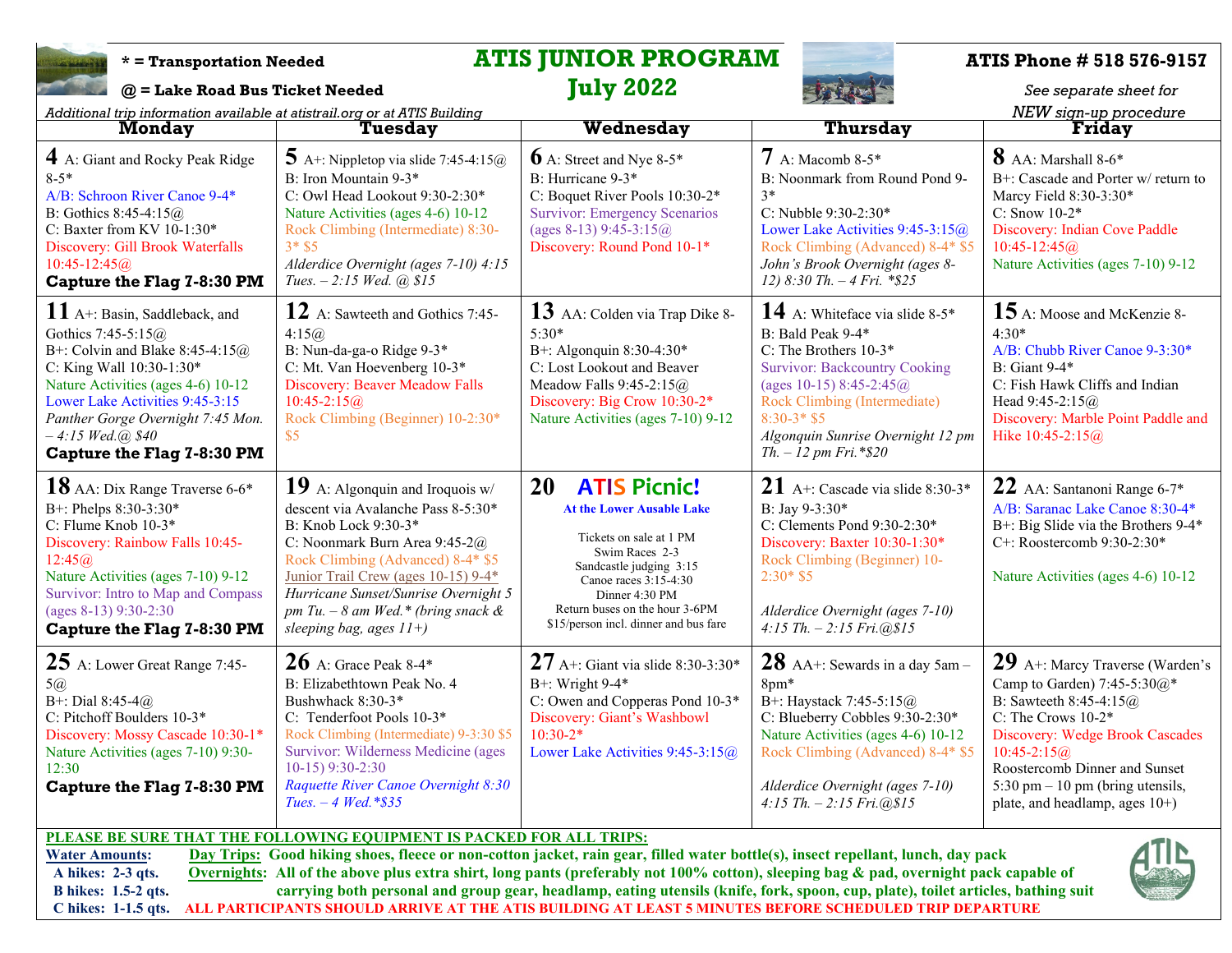* = **Transportation Needed**

@ = **Lake Road Bus Ticket Needed**

*Additional trip information available at atistrail.org or at ATIS Building*

# ATIS JUNIOR PROGRAM
# July 2022

**ATIS Phone # 518 576-9157**

*See separate sheet for NEW sign-up procedure*

| Monday | Tuesday | Wednesday | Thursday | Friday |
|---|---|---|---|---|
| **4** A: Giant and Rocky Peak Ridge 8-5*<br>A/B: Schroon River Canoe 9-4*<br>B: Gothics 8:45-4:15@<br>C: Baxter from KV 10-1:30*<br>Discovery: Gill Brook Waterfalls 10:45-12:45@<br>**Capture the Flag 7-8:30 PM** | **5** A+: Nippletop via slide 7:45-4:15@<br>B: Iron Mountain 9-3*<br>C: Owl Head Lookout 9:30-2:30*<br>Nature Activities (ages 4-6) 10-12<br>Rock Climbing (Intermediate) 8:30-3* $5<br>*Alderdice Overnight (ages 7-10) 4:15 Tues. – 2:15 Wed. @ $15* | **6** A: Street and Nye 8-5*<br>B: Hurricane 9-3*<br>C: Boquet River Pools 10:30-2*<br>Survivor: Emergency Scenarios (ages 8-13) 9:45-3:15@<br>Discovery: Round Pond 10-1* | **7** A: Macomb 8-5*<br>B: Noonmark from Round Pond 9-3*<br>C: Nubble 9:30-2:30*<br>Lower Lake Activities 9:45-3:15@<br>Rock Climbing (Advanced) 8-4* $5<br>*John's Brook Overnight (ages 8-12) 8:30 Th. – 4 Fri. *$25* | **8** AA: Marshall 8-6*<br>B+: Cascade and Porter w/ return to Marcy Field 8:30-3:30*<br>C: Snow 10-2*<br>Discovery: Indian Cove Paddle 10:45-12:45@<br>Nature Activities (ages 7-10) 9-12 |
| **11** A+: Basin, Saddleback, and Gothics 7:45-5:15@<br>B+: Colvin and Blake 8:45-4:15@<br>C: King Wall 10:30-1:30*<br>Nature Activities (ages 4-6) 10-12<br>Lower Lake Activities 9:45-3:15<br>*Panther Gorge Overnight 7:45 Mon. – 4:15 Wed.@ $40*<br>**Capture the Flag 7-8:30 PM** | **12** A: Sawteeth and Gothics 7:45-4:15@<br>B: Nun-da-ga-o Ridge 9-3*<br>C: Mt. Van Hoevenberg 10-3*<br>Discovery: Beaver Meadow Falls 10:45-2:15@<br>Rock Climbing (Beginner) 10-2:30* $5 | **13** AA: Colden via Trap Dike 8-5:30*<br>B+: Algonquin 8:30-4:30*<br>C: Lost Lookout and Beaver Meadow Falls 9:45-2:15@<br>Discovery: Big Crow 10:30-2*<br>Nature Activities (ages 7-10) 9-12 | **14** A: Whiteface via slide 8-5*<br>B: Bald Peak 9-4*<br>C: The Brothers 10-3*<br>Survivor: Backcountry Cooking (ages 10-15) 8:45-2:45@<br>Rock Climbing (Intermediate) 8:30-3* $5<br>*Algonquin Sunrise Overnight 12 pm Th. – 12 pm Fri.*$20* | **15** A: Moose and McKenzie 8-4:30*<br>A/B: Chubb River Canoe 9-3:30*<br>B: Giant 9-4*<br>C: Fish Hawk Cliffs and Indian Head 9:45-2:15@<br>Discovery: Marble Point Paddle and Hike 10:45-2:15@ |
| **18** AA: Dix Range Traverse 6-6*<br>B+: Phelps 8:30-3:30*<br>C: Flume Knob 10-3*<br>Discovery: Rainbow Falls 10:45-12:45@<br>Nature Activities (ages 7-10) 9-12<br>Survivor: Intro to Map and Compass (ages 8-13) 9:30-2:30<br>**Capture the Flag 7-8:30 PM** | **19** A: Algonquin and Iroquois w/ descent via Avalanche Pass 8-5:30*<br>B: Knob Lock 9:30-3*<br>C: Noonmark Burn Area 9:45-2@<br>Rock Climbing (Advanced) 8-4* $5<br>Junior Trail Crew (ages 10-15) 9-4*<br>*Hurricane Sunset/Sunrise Overnight 5 pm Tu. – 8 am Wed.* (bring snack & sleeping bag, ages 11+)* | **20** **ATIS Picnic!**<br>**At the Lower Ausable Lake**<br>Tickets on sale at 1 PM<br>Swim Races 2-3<br>Sandcastle judging 3:15<br>Canoe races 3:15-4:30<br>Dinner 4:30 PM<br>Return buses on the hour 3-6PM<br>$15/person incl. dinner and bus fare | **21** A+: Cascade via slide 8:30-3*<br>B: Jay 9-3:30*<br>C: Clements Pond 9:30-2:30*<br>Discovery: Baxter 10:30-1:30*<br>Rock Climbing (Beginner) 10-2:30* $5<br>*Alderdice Overnight (ages 7-10) 4:15 Th. – 2:15 Fri.@$15* | **22** AA: Santanoni Range 6-7*<br>A/B: Saranac Lake Canoe 8:30-4*<br>B+: Big Slide via the Brothers 9-4*<br>C+: Roostercomb 9:30-2:30*<br>Nature Activities (ages 4-6) 10-12 |
| **25** A: Lower Great Range 7:45-5@<br>B+: Dial 8:45-4@<br>C: Pitchoff Boulders 10-3*<br>Discovery: Mossy Cascade 10:30-1*<br>Nature Activities (ages 7-10) 9:30-12:30<br>**Capture the Flag 7-8:30 PM** | **26** A: Grace Peak 8-4*<br>B: Elizabethtown Peak No. 4 Bushwhack 8:30-3*<br>C: Tenderfoot Pools 10-3*<br>Rock Climbing (Intermediate) 9-3:30 $5<br>Survivor: Wilderness Medicine (ages 10-15) 9:30-2:30<br>*Raquette River Canoe Overnight 8:30 Tues. – 4 Wed.*$35* | **27** A+: Giant via slide 8:30-3:30*<br>B+: Wright 9-4*<br>C: Owen and Copperas Pond 10-3*<br>Discovery: Giant's Washbowl 10:30-2*<br>Lower Lake Activities 9:45-3:15@ | **28** AA+: Sewards in a day 5am – 8pm*<br>B+: Haystack 7:45-5:15@<br>C: Blueberry Cobbles 9:30-2:30*<br>Nature Activities (ages 4-6) 10-12<br>Rock Climbing (Advanced) 8-4* $5<br>*Alderdice Overnight (ages 7-10) 4:15 Th. – 2:15 Fri.@$15* | **29** A+: Marcy Traverse (Warden's Camp to Garden) 7:45-5:30@*<br>B: Sawteeth 8:45-4:15@<br>C: The Crows 10-2*<br>Discovery: Wedge Brook Cascades 10:45-2:15@<br>Roostercomb Dinner and Sunset 5:30 pm – 10 pm (bring utensils, plate, and headlamp, ages 10+) |

**PLEASE BE SURE THAT THE FOLLOWING EQUIPMENT IS PACKED FOR ALL TRIPS:**

**Water Amounts:**
- **A hikes: 2-3 qts.**
- **B hikes: 1.5-2 qts.**
- **C hikes: 1-1.5 qts.**

**Day Trips: Good hiking shoes, fleece or non-cotton jacket, rain gear, filled water bottle(s), insect repellant, lunch, day pack**

**Overnights: All of the above plus extra shirt, long pants (preferably not 100% cotton), sleeping bag & pad, overnight pack capable of carrying both personal and group gear, headlamp, eating utensils (knife, fork, spoon, cup, plate), toilet articles, bathing suit**

**ALL PARTICIPANTS SHOULD ARRIVE AT THE ATIS BUILDING AT LEAST 5 MINUTES BEFORE SCHEDULED TRIP DEPARTURE**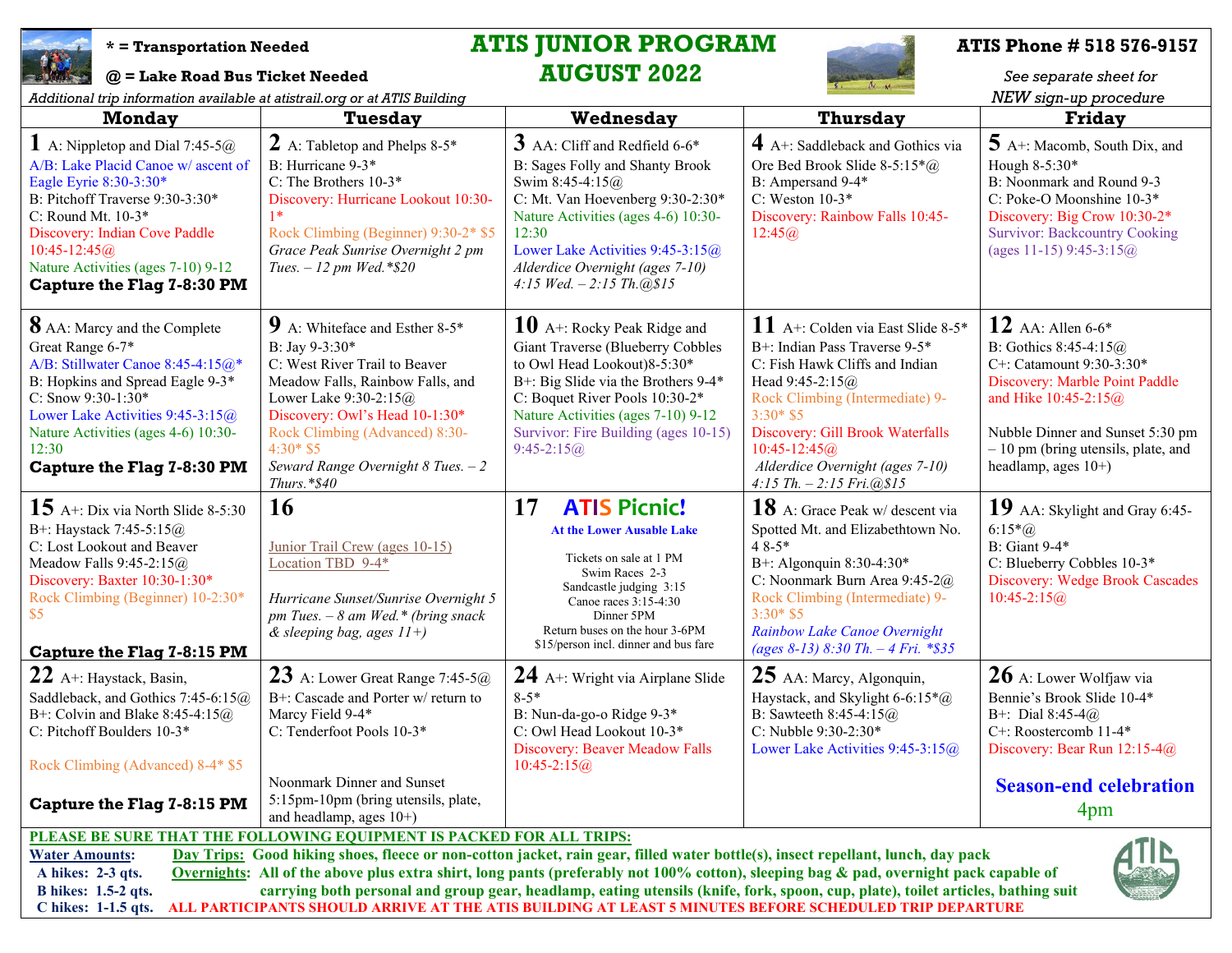**\* = Transportation Needed**

**@ = Lake Road Bus Ticket Needed**

*Additional trip information available at atistrail.org or at ATIS Building*

# ATIS JUNIOR PROGRAM AUGUST 2022

**ATIS Phone # 518 576-9157**

*See separate sheet for NEW sign-up procedure*

| Monday | Tuesday | Wednesday | Thursday | Friday |
|---|---|---|---|---|
| **1** A: Nippletop and Dial 7:45-5@<br>A/B: Lake Placid Canoe w/ ascent of Eagle Eyrie 8:30-3:30*<br>B: Pitchoff Traverse 9:30-3:30*<br>C: Round Mt. 10-3*<br>Discovery: Indian Cove Paddle 10:45-12:45@<br>Nature Activities (ages 7-10) 9-12<br>**Capture the Flag 7-8:30 PM** | **2** A: Tabletop and Phelps 8-5*<br>B: Hurricane 9-3*<br>C: The Brothers 10-3*<br>Discovery: Hurricane Lookout 10:30-1*<br>Rock Climbing (Beginner) 9:30-2* $5<br>*Grace Peak Sunrise Overnight 2 pm Tues. – 12 pm Wed.*$20* | **3** AA: Cliff and Redfield 6-6*<br>B: Sages Folly and Shanty Brook Swim 8:45-4:15@<br>C: Mt. Van Hoevenberg 9:30-2:30*<br>Nature Activities (ages 4-6) 10:30-12:30<br>Lower Lake Activities 9:45-3:15@<br>*Alderdice Overnight (ages 7-10) 4:15 Wed. – 2:15 Th.@$15* | **4** A+: Saddleback and Gothics via Ore Bed Brook Slide 8-5:15*@<br>B: Ampersand 9-4*<br>C: Weston 10-3*<br>Discovery: Rainbow Falls 10:45-12:45@ | **5** A+: Macomb, South Dix, and Hough 8-5:30*<br>B: Noonmark and Round 9-3<br>C: Poke-O Moonshine 10-3*<br>Discovery: Big Crow 10:30-2*<br>Survivor: Backcountry Cooking (ages 11-15) 9:45-3:15@ |
| **8** AA: Marcy and the Complete Great Range 6-7*<br>A/B: Stillwater Canoe 8:45-4:15@*<br>B: Hopkins and Spread Eagle 9-3*<br>C: Snow 9:30-1:30*<br>Lower Lake Activities 9:45-3:15@<br>Nature Activities (ages 4-6) 10:30-12:30<br>**Capture the Flag 7-8:30 PM** | **9** A: Whiteface and Esther 8-5*<br>B: Jay 9-3:30*<br>C: West River Trail to Beaver Meadow Falls, Rainbow Falls, and Lower Lake 9:30-2:15@<br>Discovery: Owl's Head 10-1:30*<br>Rock Climbing (Advanced) 8:30-4:30* $5<br>*Seward Range Overnight 8 Tues. – 2 Thurs.*$40* | **10** A+: Rocky Peak Ridge and Giant Traverse (Blueberry Cobbles to Owl Head Lookout)8-5:30*<br>B+: Big Slide via the Brothers 9-4*<br>C: Boquet River Pools 10:30-2*<br>Nature Activities (ages 7-10) 9-12<br>Survivor: Fire Building (ages 10-15) 9:45-2:15@ | **11** A+: Colden via East Slide 8-5*<br>B+: Indian Pass Traverse 9-5*<br>C: Fish Hawk Cliffs and Indian Head 9:45-2:15@<br>Rock Climbing (Intermediate) 9-3:30* $5<br>Discovery: Gill Brook Waterfalls 10:45-12:45@<br>*Alderdice Overnight (ages 7-10) 4:15 Th. – 2:15 Fri.@$15* | **12** AA: Allen 6-6*<br>B: Gothics 8:45-4:15@<br>C+: Catamount 9:30-3:30*<br>Discovery: Marble Point Paddle and Hike 10:45-2:15@<br><br>Nubble Dinner and Sunset 5:30 pm – 10 pm (bring utensils, plate, and headlamp, ages 10+) |
| **15** A+: Dix via North Slide 8-5:30<br>B+: Haystack 7:45-5:15@<br>C: Lost Lookout and Beaver Meadow Falls 9:45-2:15@<br>Discovery: Baxter 10:30-1:30*<br>Rock Climbing (Beginner) 10-2:30* $5<br>**Capture the Flag 7-8:15 PM** | **16**<br>Junior Trail Crew (ages 10-15) Location TBD 9-4*<br><br>*Hurricane Sunset/Sunrise Overnight 5 pm Tues. – 8 am Wed.* (bring snack & sleeping bag, ages 11+)* | **17** **ATIS Picnic!**<br>**At the Lower Ausable Lake**<br><br>Tickets on sale at 1 PM<br>Swim Races 2-3<br>Sandcastle judging 3:15<br>Canoe races 3:15-4:30<br>Dinner 5PM<br>Return buses on the hour 3-6PM<br>$15/person incl. dinner and bus fare | **18** A: Grace Peak w/ descent via Spotted Mt. and Elizabethtown No. 4 8-5*<br>B+: Algonquin 8:30-4:30*<br>C: Noonmark Burn Area 9:45-2@<br>Rock Climbing (Intermediate) 9-3:30* $5<br>*Rainbow Lake Canoe Overnight (ages 8-13) 8:30 Th. – 4 Fri. *$35* | **19** AA: Skylight and Gray 6:45-6:15*@<br>B: Giant 9-4*<br>C: Blueberry Cobbles 10-3*<br>Discovery: Wedge Brook Cascades 10:45-2:15@ |
| **22** A+: Haystack, Basin, Saddleback, and Gothics 7:45-6:15@<br>B+: Colvin and Blake 8:45-4:15@<br>C: Pitchoff Boulders 10-3*<br><br>Rock Climbing (Advanced) 8-4* $5<br><br>**Capture the Flag 7-8:15 PM** | **23** A: Lower Great Range 7:45-5@<br>B+: Cascade and Porter w/ return to Marcy Field 9-4*<br>C: Tenderfoot Pools 10-3*<br><br>Noonmark Dinner and Sunset 5:15pm-10pm (bring utensils, plate, and headlamp, ages 10+) | **24** A+: Wright via Airplane Slide 8-5*<br>B: Nun-da-go-o Ridge 9-3*<br>C: Owl Head Lookout 10-3*<br>Discovery: Beaver Meadow Falls 10:45-2:15@ | **25** AA: Marcy, Algonquin, Haystack, and Skylight 6-6:15*@<br>B: Sawteeth 8:45-4:15@<br>C: Nubble 9:30-2:30*<br>Lower Lake Activities 9:45-3:15@ | **26** A: Lower Wolfjaw via Bennie's Brook Slide 10-4*<br>B+: Dial 8:45-4@<br>C+: Roostercomb 11-4*<br>Discovery: Bear Run 12:15-4@<br><br>**Season-end celebration**<br>4pm |

**PLEASE BE SURE THAT THE FOLLOWING EQUIPMENT IS PACKED FOR ALL TRIPS:**

**Water Amounts:**
- **A hikes: 2-3 qts.**
- **B hikes: 1.5-2 qts.**
- **C hikes: 1-1.5 qts.**

**Day Trips: Good hiking shoes, fleece or non-cotton jacket, rain gear, filled water bottle(s), insect repellant, lunch, day pack**

**Overnights: All of the above plus extra shirt, long pants (preferably not 100% cotton), sleeping bag & pad, overnight pack capable of carrying both personal and group gear, headlamp, eating utensils (knife, fork, spoon, cup, plate), toilet articles, bathing suit**

**ALL PARTICIPANTS SHOULD ARRIVE AT THE ATIS BUILDING AT LEAST 5 MINUTES BEFORE SCHEDULED TRIP DEPARTURE**